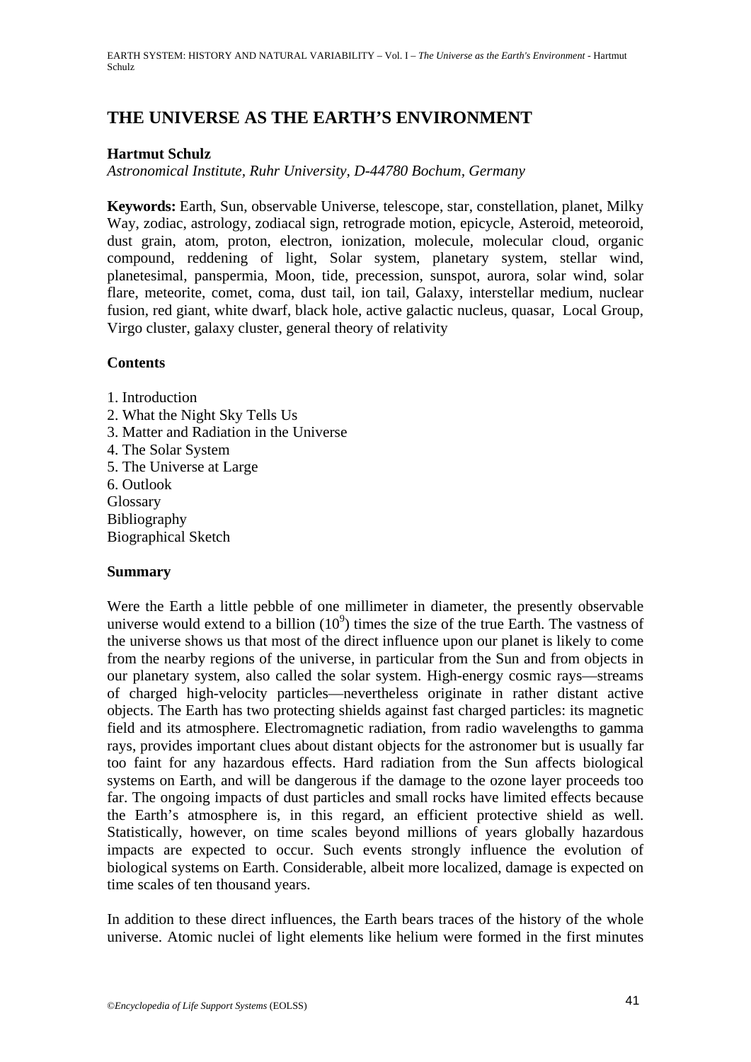# THE UNIVERSE AS THE EARTH'S ENVIRONMENT

**Hartmut Schulz**

*Astronomical Institute, Ruhr University, D-44780 Bochum, Germany*

**Keywords:** Earth, Sun, observable Universe, telescope, star, constellation, planet, Milky Way, zodiac, astrology, zodiacal sign, retrograde motion, epicycle, Asteroid, meteoroid, dust grain, atom, proton, electron, ionization, molecule, molecular cloud, organic compound, reddening of light, Solar system, planetary system, stellar wind, planetesimal, panspermia, Moon, tide, precession, sunspot, aurora, solar wind, solar flare, meteorite, comet, coma, dust tail, ion tail, Galaxy, interstellar medium, nuclear fusion, red giant, white dwarf, black hole, active galactic nucleus, quasar, Local Group, Virgo cluster, galaxy cluster, general theory of relativity

**Contents**

1. Introduction
2. What the Night Sky Tells Us
3. Matter and Radiation in the Universe
4. The Solar System
5. The Universe at Large
6. Outlook

Glossary
Bibliography
Biographical Sketch

**Summary**

Were the Earth a little pebble of one millimeter in diameter, the presently observable universe would extend to a billion ($10^9$) times the size of the true Earth. The vastness of the universe shows us that most of the direct influence upon our planet is likely to come from the nearby regions of the universe, in particular from the Sun and from objects in our planetary system, also called the solar system. High-energy cosmic rays—streams of charged high-velocity particles—nevertheless originate in rather distant active objects. The Earth has two protecting shields against fast charged particles: its magnetic field and its atmosphere. Electromagnetic radiation, from radio wavelengths to gamma rays, provides important clues about distant objects for the astronomer but is usually far too faint for any hazardous effects. Hard radiation from the Sun affects biological systems on Earth, and will be dangerous if the damage to the ozone layer proceeds too far. The ongoing impacts of dust particles and small rocks have limited effects because the Earth's atmosphere is, in this regard, an efficient protective shield as well. Statistically, however, on time scales beyond millions of years globally hazardous impacts are expected to occur. Such events strongly influence the evolution of biological systems on Earth. Considerable, albeit more localized, damage is expected on time scales of ten thousand years.

In addition to these direct influences, the Earth bears traces of the history of the whole universe. Atomic nuclei of light elements like helium were formed in the first minutes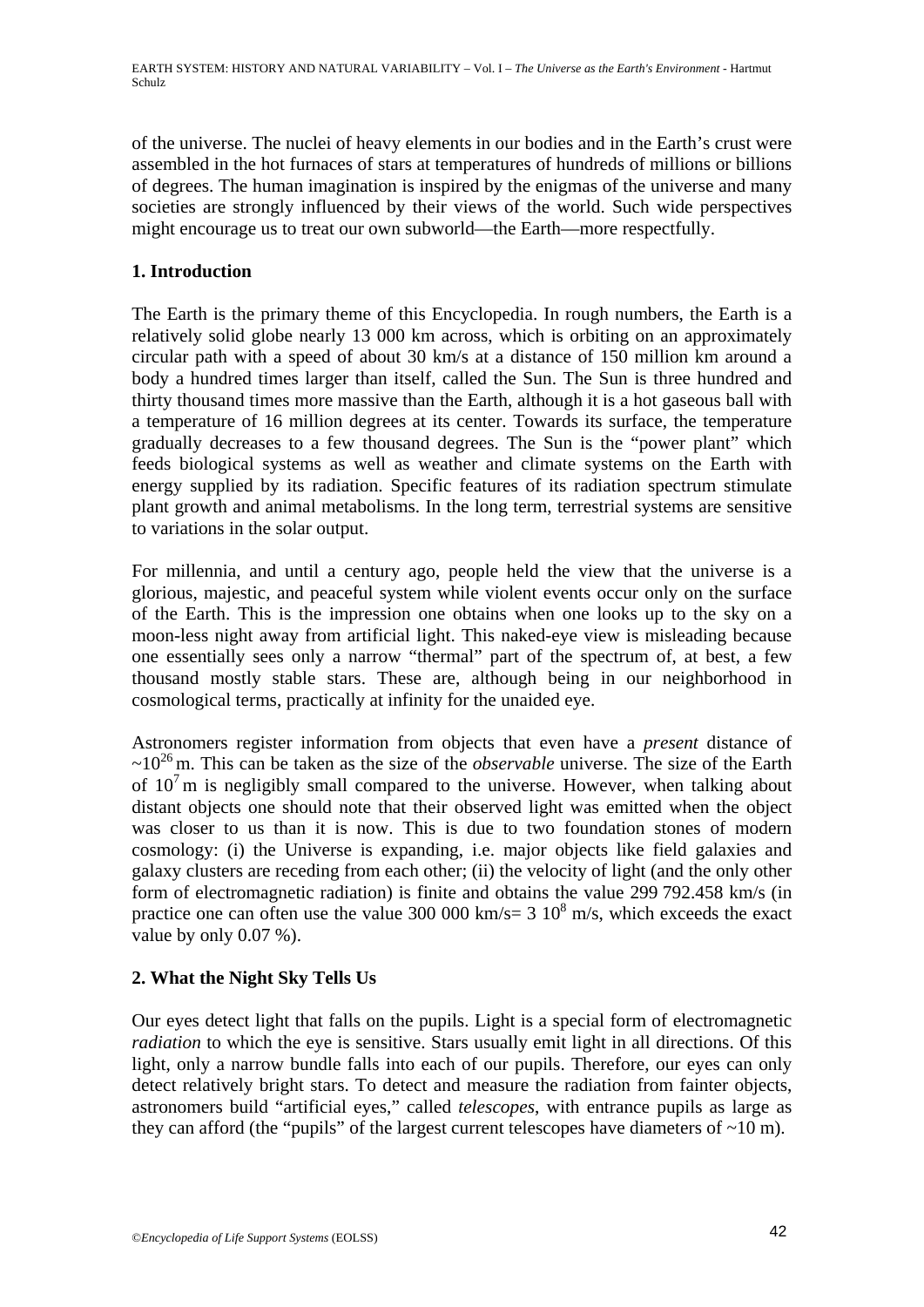of the universe. The nuclei of heavy elements in our bodies and in the Earth's crust were assembled in the hot furnaces of stars at temperatures of hundreds of millions or billions of degrees. The human imagination is inspired by the enigmas of the universe and many societies are strongly influenced by their views of the world. Such wide perspectives might encourage us to treat our own subworld—the Earth—more respectfully.

## 1. Introduction

The Earth is the primary theme of this Encyclopedia. In rough numbers, the Earth is a relatively solid globe nearly 13 000 km across, which is orbiting on an approximately circular path with a speed of about 30 km/s at a distance of 150 million km around a body a hundred times larger than itself, called the Sun. The Sun is three hundred and thirty thousand times more massive than the Earth, although it is a hot gaseous ball with a temperature of 16 million degrees at its center. Towards its surface, the temperature gradually decreases to a few thousand degrees. The Sun is the "power plant" which feeds biological systems as well as weather and climate systems on the Earth with energy supplied by its radiation. Specific features of its radiation spectrum stimulate plant growth and animal metabolisms. In the long term, terrestrial systems are sensitive to variations in the solar output.

For millennia, and until a century ago, people held the view that the universe is a glorious, majestic, and peaceful system while violent events occur only on the surface of the Earth. This is the impression one obtains when one looks up to the sky on a moon-less night away from artificial light. This naked-eye view is misleading because one essentially sees only a narrow "thermal" part of the spectrum of, at best, a few thousand mostly stable stars. These are, although being in our neighborhood in cosmological terms, practically at infinity for the unaided eye.

Astronomers register information from objects that even have a *present* distance of $\sim 10^{26}$ m. This can be taken as the size of the *observable* universe. The size of the Earth of $10^{7}$ m is negligibly small compared to the universe. However, when talking about distant objects one should note that their observed light was emitted when the object was closer to us than it is now. This is due to two foundation stones of modern cosmology: (i) the Universe is expanding, i.e. major objects like field galaxies and galaxy clusters are receding from each other; (ii) the velocity of light (and the only other form of electromagnetic radiation) is finite and obtains the value 299 792.458 km/s (in practice one can often use the value 300 000 km/s= $3\ 10^{8}$ m/s, which exceeds the exact value by only 0.07 %).

## 2. What the Night Sky Tells Us

Our eyes detect light that falls on the pupils. Light is a special form of electromagnetic *radiation* to which the eye is sensitive. Stars usually emit light in all directions. Of this light, only a narrow bundle falls into each of our pupils. Therefore, our eyes can only detect relatively bright stars. To detect and measure the radiation from fainter objects, astronomers build "artificial eyes," called *telescopes*, with entrance pupils as large as they can afford (the "pupils" of the largest current telescopes have diameters of ~10 m).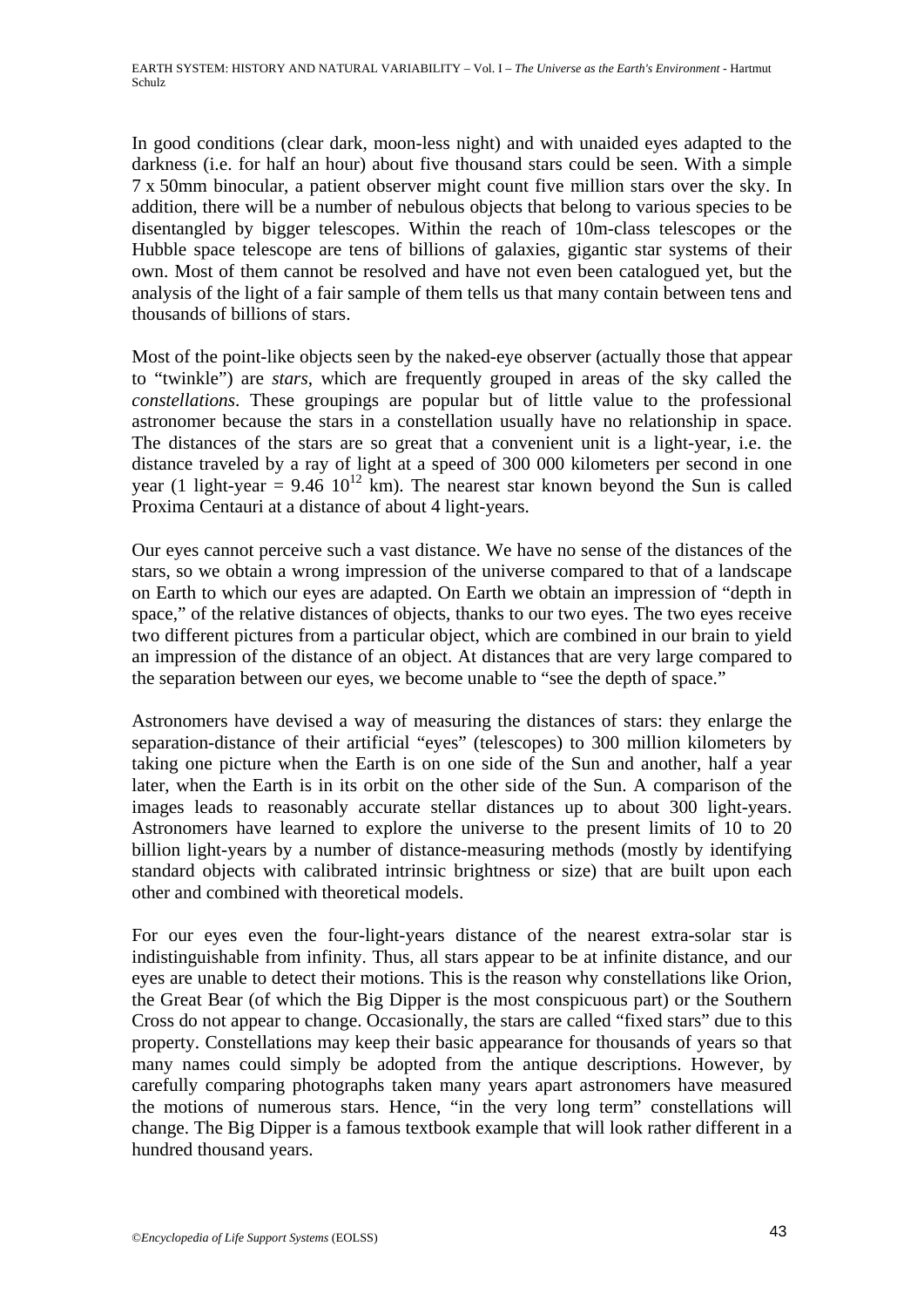In good conditions (clear dark, moon-less night) and with unaided eyes adapted to the darkness (i.e. for half an hour) about five thousand stars could be seen. With a simple 7 x 50mm binocular, a patient observer might count five million stars over the sky. In addition, there will be a number of nebulous objects that belong to various species to be disentangled by bigger telescopes. Within the reach of 10m-class telescopes or the Hubble space telescope are tens of billions of galaxies, gigantic star systems of their own. Most of them cannot be resolved and have not even been catalogued yet, but the analysis of the light of a fair sample of them tells us that many contain between tens and thousands of billions of stars.

Most of the point-like objects seen by the naked-eye observer (actually those that appear to "twinkle") are *stars*, which are frequently grouped in areas of the sky called the *constellations*. These groupings are popular but of little value to the professional astronomer because the stars in a constellation usually have no relationship in space. The distances of the stars are so great that a convenient unit is a light-year, i.e. the distance traveled by a ray of light at a speed of 300 000 kilometers per second in one year (1 light-year = 9.46 $10^{12}$ km). The nearest star known beyond the Sun is called Proxima Centauri at a distance of about 4 light-years.

Our eyes cannot perceive such a vast distance. We have no sense of the distances of the stars, so we obtain a wrong impression of the universe compared to that of a landscape on Earth to which our eyes are adapted. On Earth we obtain an impression of "depth in space," of the relative distances of objects, thanks to our two eyes. The two eyes receive two different pictures from a particular object, which are combined in our brain to yield an impression of the distance of an object. At distances that are very large compared to the separation between our eyes, we become unable to "see the depth of space."

Astronomers have devised a way of measuring the distances of stars: they enlarge the separation-distance of their artificial "eyes" (telescopes) to 300 million kilometers by taking one picture when the Earth is on one side of the Sun and another, half a year later, when the Earth is in its orbit on the other side of the Sun. A comparison of the images leads to reasonably accurate stellar distances up to about 300 light-years. Astronomers have learned to explore the universe to the present limits of 10 to 20 billion light-years by a number of distance-measuring methods (mostly by identifying standard objects with calibrated intrinsic brightness or size) that are built upon each other and combined with theoretical models.

For our eyes even the four-light-years distance of the nearest extra-solar star is indistinguishable from infinity. Thus, all stars appear to be at infinite distance, and our eyes are unable to detect their motions. This is the reason why constellations like Orion, the Great Bear (of which the Big Dipper is the most conspicuous part) or the Southern Cross do not appear to change. Occasionally, the stars are called "fixed stars" due to this property. Constellations may keep their basic appearance for thousands of years so that many names could simply be adopted from the antique descriptions. However, by carefully comparing photographs taken many years apart astronomers have measured the motions of numerous stars. Hence, "in the very long term" constellations will change. The Big Dipper is a famous textbook example that will look rather different in a hundred thousand years.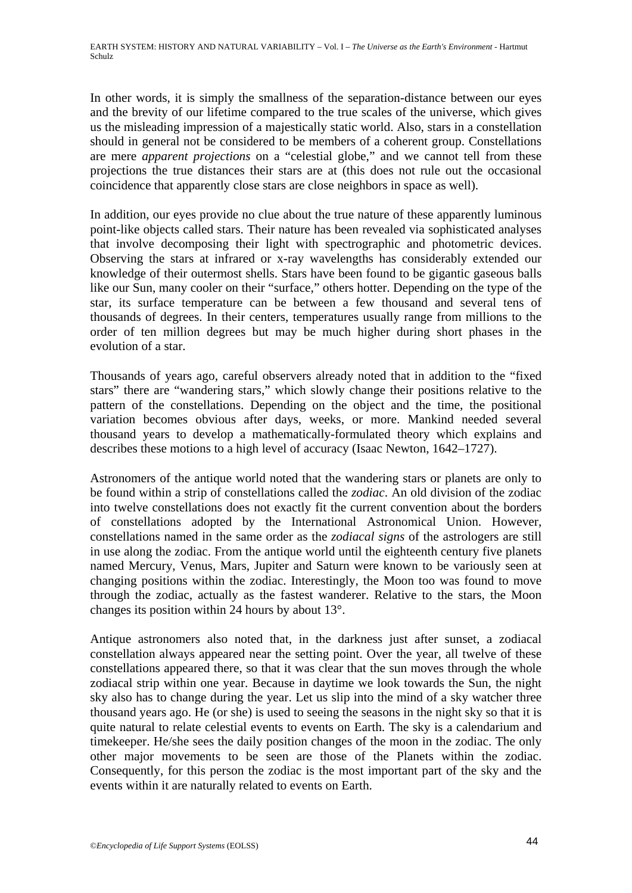In other words, it is simply the smallness of the separation-distance between our eyes and the brevity of our lifetime compared to the true scales of the universe, which gives us the misleading impression of a majestically static world. Also, stars in a constellation should in general not be considered to be members of a coherent group. Constellations are mere *apparent projections* on a "celestial globe," and we cannot tell from these projections the true distances their stars are at (this does not rule out the occasional coincidence that apparently close stars are close neighbors in space as well).

In addition, our eyes provide no clue about the true nature of these apparently luminous point-like objects called stars. Their nature has been revealed via sophisticated analyses that involve decomposing their light with spectrographic and photometric devices. Observing the stars at infrared or x-ray wavelengths has considerably extended our knowledge of their outermost shells. Stars have been found to be gigantic gaseous balls like our Sun, many cooler on their "surface," others hotter. Depending on the type of the star, its surface temperature can be between a few thousand and several tens of thousands of degrees. In their centers, temperatures usually range from millions to the order of ten million degrees but may be much higher during short phases in the evolution of a star.

Thousands of years ago, careful observers already noted that in addition to the "fixed stars" there are "wandering stars," which slowly change their positions relative to the pattern of the constellations. Depending on the object and the time, the positional variation becomes obvious after days, weeks, or more. Mankind needed several thousand years to develop a mathematically-formulated theory which explains and describes these motions to a high level of accuracy (Isaac Newton, 1642–1727).

Astronomers of the antique world noted that the wandering stars or planets are only to be found within a strip of constellations called the *zodiac*. An old division of the zodiac into twelve constellations does not exactly fit the current convention about the borders of constellations adopted by the International Astronomical Union. However, constellations named in the same order as the *zodiacal signs* of the astrologers are still in use along the zodiac. From the antique world until the eighteenth century five planets named Mercury, Venus, Mars, Jupiter and Saturn were known to be variously seen at changing positions within the zodiac. Interestingly, the Moon too was found to move through the zodiac, actually as the fastest wanderer. Relative to the stars, the Moon changes its position within 24 hours by about 13°.

Antique astronomers also noted that, in the darkness just after sunset, a zodiacal constellation always appeared near the setting point. Over the year, all twelve of these constellations appeared there, so that it was clear that the sun moves through the whole zodiacal strip within one year. Because in daytime we look towards the Sun, the night sky also has to change during the year. Let us slip into the mind of a sky watcher three thousand years ago. He (or she) is used to seeing the seasons in the night sky so that it is quite natural to relate celestial events to events on Earth. The sky is a calendarium and timekeeper. He/she sees the daily position changes of the moon in the zodiac. The only other major movements to be seen are those of the Planets within the zodiac. Consequently, for this person the zodiac is the most important part of the sky and the events within it are naturally related to events on Earth.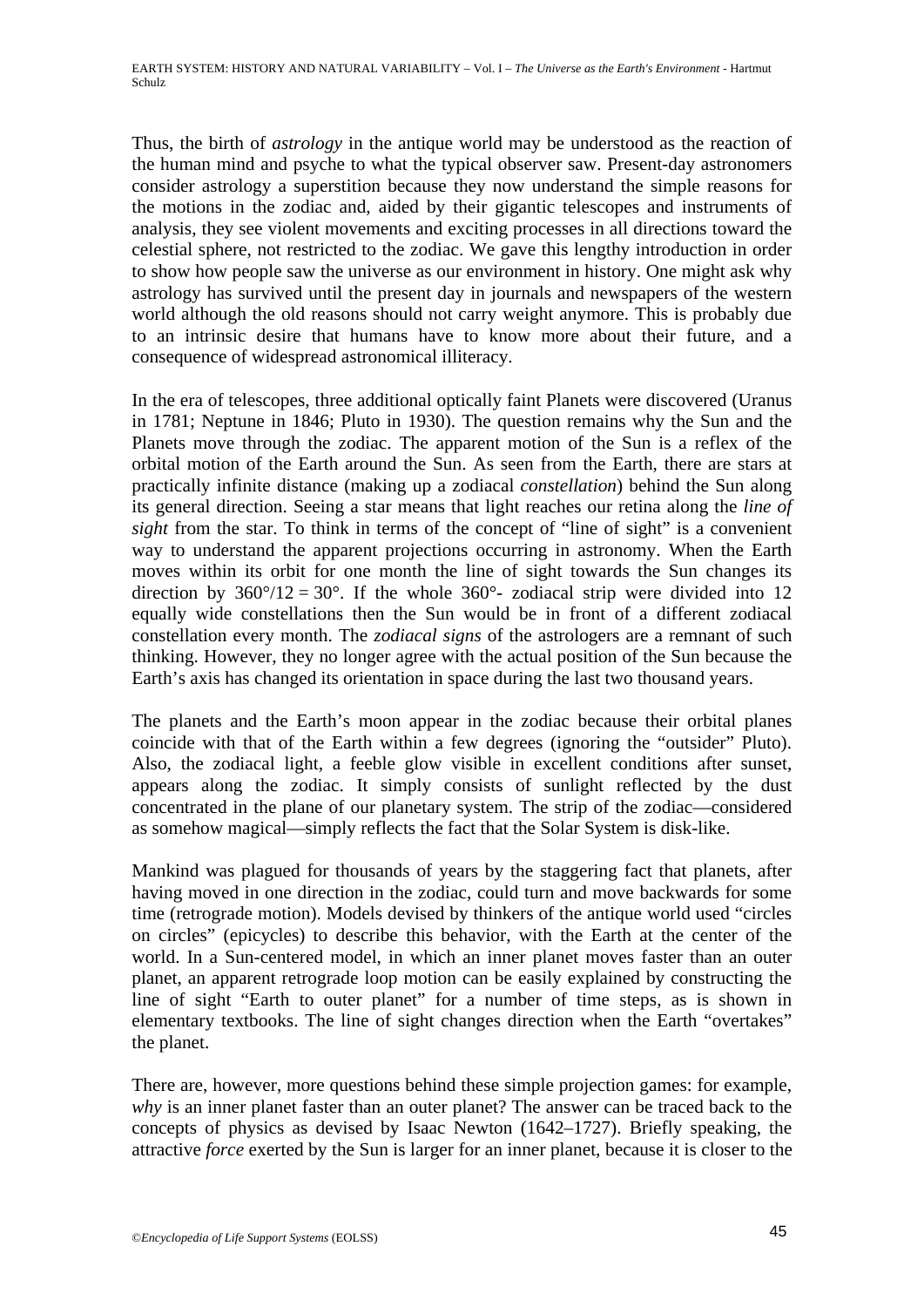Thus, the birth of *astrology* in the antique world may be understood as the reaction of the human mind and psyche to what the typical observer saw. Present-day astronomers consider astrology a superstition because they now understand the simple reasons for the motions in the zodiac and, aided by their gigantic telescopes and instruments of analysis, they see violent movements and exciting processes in all directions toward the celestial sphere, not restricted to the zodiac. We gave this lengthy introduction in order to show how people saw the universe as our environment in history. One might ask why astrology has survived until the present day in journals and newspapers of the western world although the old reasons should not carry weight anymore. This is probably due to an intrinsic desire that humans have to know more about their future, and a consequence of widespread astronomical illiteracy.

In the era of telescopes, three additional optically faint Planets were discovered (Uranus in 1781; Neptune in 1846; Pluto in 1930). The question remains why the Sun and the Planets move through the zodiac. The apparent motion of the Sun is a reflex of the orbital motion of the Earth around the Sun. As seen from the Earth, there are stars at practically infinite distance (making up a zodiacal *constellation*) behind the Sun along its general direction. Seeing a star means that light reaches our retina along the *line of sight* from the star. To think in terms of the concept of "line of sight" is a convenient way to understand the apparent projections occurring in astronomy. When the Earth moves within its orbit for one month the line of sight towards the Sun changes its direction by $360°/12 = 30°$. If the whole 360°- zodiacal strip were divided into 12 equally wide constellations then the Sun would be in front of a different zodiacal constellation every month. The *zodiacal signs* of the astrologers are a remnant of such thinking. However, they no longer agree with the actual position of the Sun because the Earth's axis has changed its orientation in space during the last two thousand years.

The planets and the Earth's moon appear in the zodiac because their orbital planes coincide with that of the Earth within a few degrees (ignoring the "outsider" Pluto). Also, the zodiacal light, a feeble glow visible in excellent conditions after sunset, appears along the zodiac. It simply consists of sunlight reflected by the dust concentrated in the plane of our planetary system. The strip of the zodiac—considered as somehow magical—simply reflects the fact that the Solar System is disk-like.

Mankind was plagued for thousands of years by the staggering fact that planets, after having moved in one direction in the zodiac, could turn and move backwards for some time (retrograde motion). Models devised by thinkers of the antique world used "circles on circles" (epicycles) to describe this behavior, with the Earth at the center of the world. In a Sun-centered model, in which an inner planet moves faster than an outer planet, an apparent retrograde loop motion can be easily explained by constructing the line of sight "Earth to outer planet" for a number of time steps, as is shown in elementary textbooks. The line of sight changes direction when the Earth "overtakes" the planet.

There are, however, more questions behind these simple projection games: for example, *why* is an inner planet faster than an outer planet? The answer can be traced back to the concepts of physics as devised by Isaac Newton (1642–1727). Briefly speaking, the attractive *force* exerted by the Sun is larger for an inner planet, because it is closer to the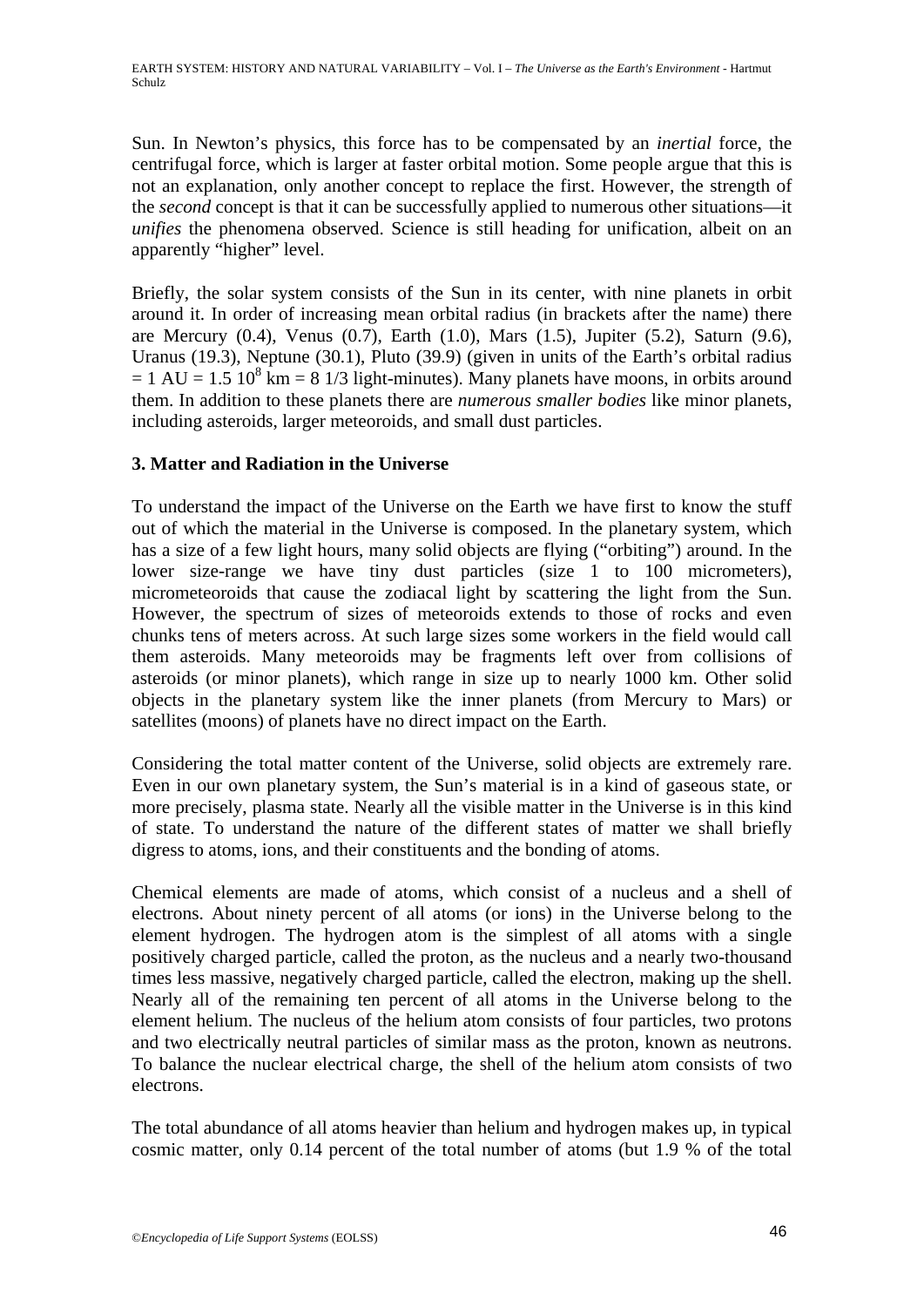Sun. In Newton's physics, this force has to be compensated by an *inertial* force, the centrifugal force, which is larger at faster orbital motion. Some people argue that this is not an explanation, only another concept to replace the first. However, the strength of the *second* concept is that it can be successfully applied to numerous other situations—it *unifies* the phenomena observed. Science is still heading for unification, albeit on an apparently "higher" level.

Briefly, the solar system consists of the Sun in its center, with nine planets in orbit around it. In order of increasing mean orbital radius (in brackets after the name) there are Mercury (0.4), Venus (0.7), Earth (1.0), Mars (1.5), Jupiter (5.2), Saturn (9.6), Uranus (19.3), Neptune (30.1), Pluto (39.9) (given in units of the Earth's orbital radius = 1 AU = $1.5\ 10^8$ km = 8 1/3 light-minutes). Many planets have moons, in orbits around them. In addition to these planets there are *numerous smaller bodies* like minor planets, including asteroids, larger meteoroids, and small dust particles.

### 3. Matter and Radiation in the Universe

To understand the impact of the Universe on the Earth we have first to know the stuff out of which the material in the Universe is composed. In the planetary system, which has a size of a few light hours, many solid objects are flying ("orbiting") around. In the lower size-range we have tiny dust particles (size 1 to 100 micrometers), micrometeoroids that cause the zodiacal light by scattering the light from the Sun. However, the spectrum of sizes of meteoroids extends to those of rocks and even chunks tens of meters across. At such large sizes some workers in the field would call them asteroids. Many meteoroids may be fragments left over from collisions of asteroids (or minor planets), which range in size up to nearly 1000 km. Other solid objects in the planetary system like the inner planets (from Mercury to Mars) or satellites (moons) of planets have no direct impact on the Earth.

Considering the total matter content of the Universe, solid objects are extremely rare. Even in our own planetary system, the Sun's material is in a kind of gaseous state, or more precisely, plasma state. Nearly all the visible matter in the Universe is in this kind of state. To understand the nature of the different states of matter we shall briefly digress to atoms, ions, and their constituents and the bonding of atoms.

Chemical elements are made of atoms, which consist of a nucleus and a shell of electrons. About ninety percent of all atoms (or ions) in the Universe belong to the element hydrogen. The hydrogen atom is the simplest of all atoms with a single positively charged particle, called the proton, as the nucleus and a nearly two-thousand times less massive, negatively charged particle, called the electron, making up the shell. Nearly all of the remaining ten percent of all atoms in the Universe belong to the element helium. The nucleus of the helium atom consists of four particles, two protons and two electrically neutral particles of similar mass as the proton, known as neutrons. To balance the nuclear electrical charge, the shell of the helium atom consists of two electrons.

The total abundance of all atoms heavier than helium and hydrogen makes up, in typical cosmic matter, only 0.14 percent of the total number of atoms (but 1.9 % of the total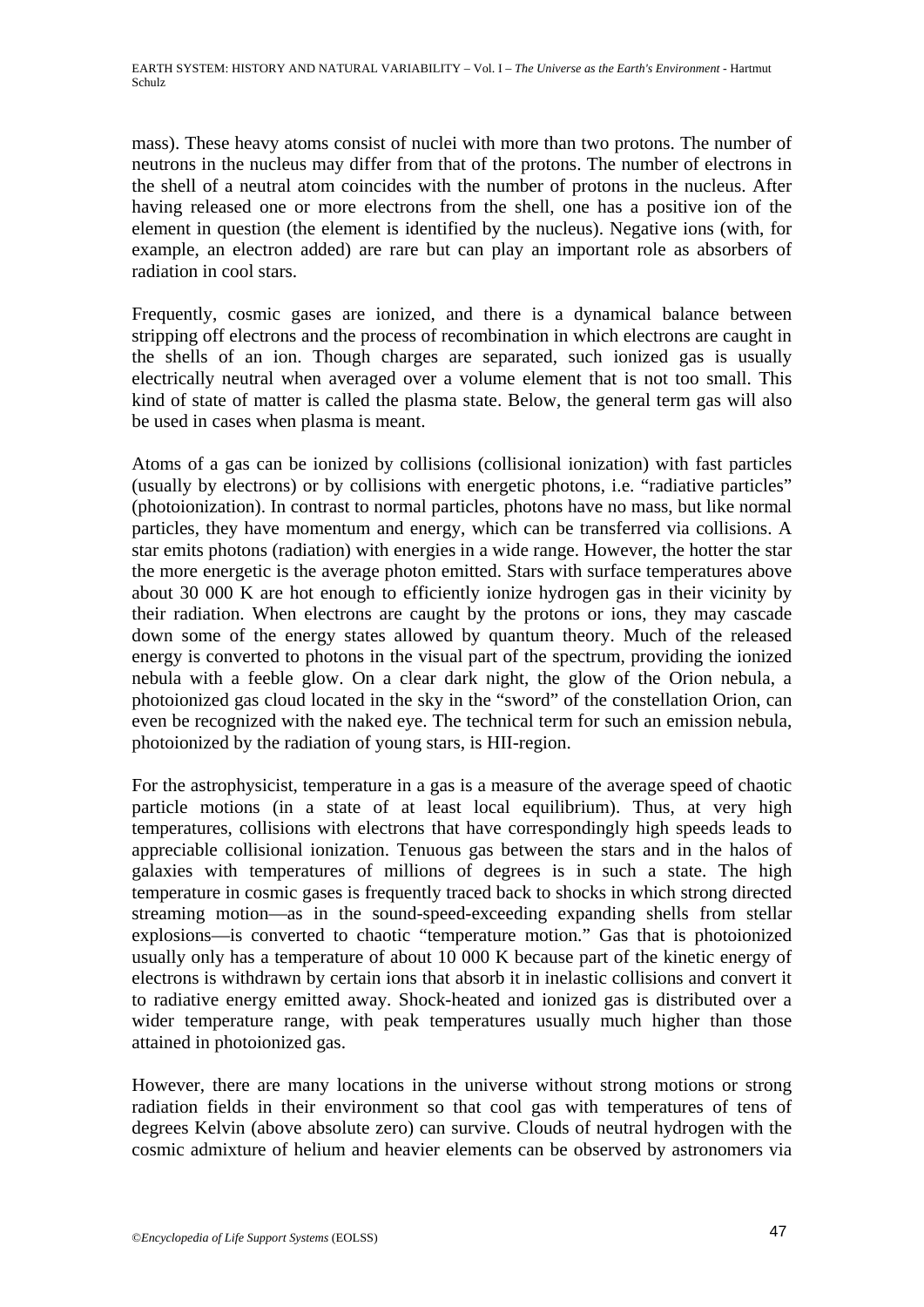mass). These heavy atoms consist of nuclei with more than two protons. The number of neutrons in the nucleus may differ from that of the protons. The number of electrons in the shell of a neutral atom coincides with the number of protons in the nucleus. After having released one or more electrons from the shell, one has a positive ion of the element in question (the element is identified by the nucleus). Negative ions (with, for example, an electron added) are rare but can play an important role as absorbers of radiation in cool stars.

Frequently, cosmic gases are ionized, and there is a dynamical balance between stripping off electrons and the process of recombination in which electrons are caught in the shells of an ion. Though charges are separated, such ionized gas is usually electrically neutral when averaged over a volume element that is not too small. This kind of state of matter is called the plasma state. Below, the general term gas will also be used in cases when plasma is meant.

Atoms of a gas can be ionized by collisions (collisional ionization) with fast particles (usually by electrons) or by collisions with energetic photons, i.e. "radiative particles" (photoionization). In contrast to normal particles, photons have no mass, but like normal particles, they have momentum and energy, which can be transferred via collisions. A star emits photons (radiation) with energies in a wide range. However, the hotter the star the more energetic is the average photon emitted. Stars with surface temperatures above about 30 000 K are hot enough to efficiently ionize hydrogen gas in their vicinity by their radiation. When electrons are caught by the protons or ions, they may cascade down some of the energy states allowed by quantum theory. Much of the released energy is converted to photons in the visual part of the spectrum, providing the ionized nebula with a feeble glow. On a clear dark night, the glow of the Orion nebula, a photoionized gas cloud located in the sky in the "sword" of the constellation Orion, can even be recognized with the naked eye. The technical term for such an emission nebula, photoionized by the radiation of young stars, is HII-region.

For the astrophysicist, temperature in a gas is a measure of the average speed of chaotic particle motions (in a state of at least local equilibrium). Thus, at very high temperatures, collisions with electrons that have correspondingly high speeds leads to appreciable collisional ionization. Tenuous gas between the stars and in the halos of galaxies with temperatures of millions of degrees is in such a state. The high temperature in cosmic gases is frequently traced back to shocks in which strong directed streaming motion—as in the sound-speed-exceeding expanding shells from stellar explosions—is converted to chaotic "temperature motion." Gas that is photoionized usually only has a temperature of about 10 000 K because part of the kinetic energy of electrons is withdrawn by certain ions that absorb it in inelastic collisions and convert it to radiative energy emitted away. Shock-heated and ionized gas is distributed over a wider temperature range, with peak temperatures usually much higher than those attained in photoionized gas.

However, there are many locations in the universe without strong motions or strong radiation fields in their environment so that cool gas with temperatures of tens of degrees Kelvin (above absolute zero) can survive. Clouds of neutral hydrogen with the cosmic admixture of helium and heavier elements can be observed by astronomers via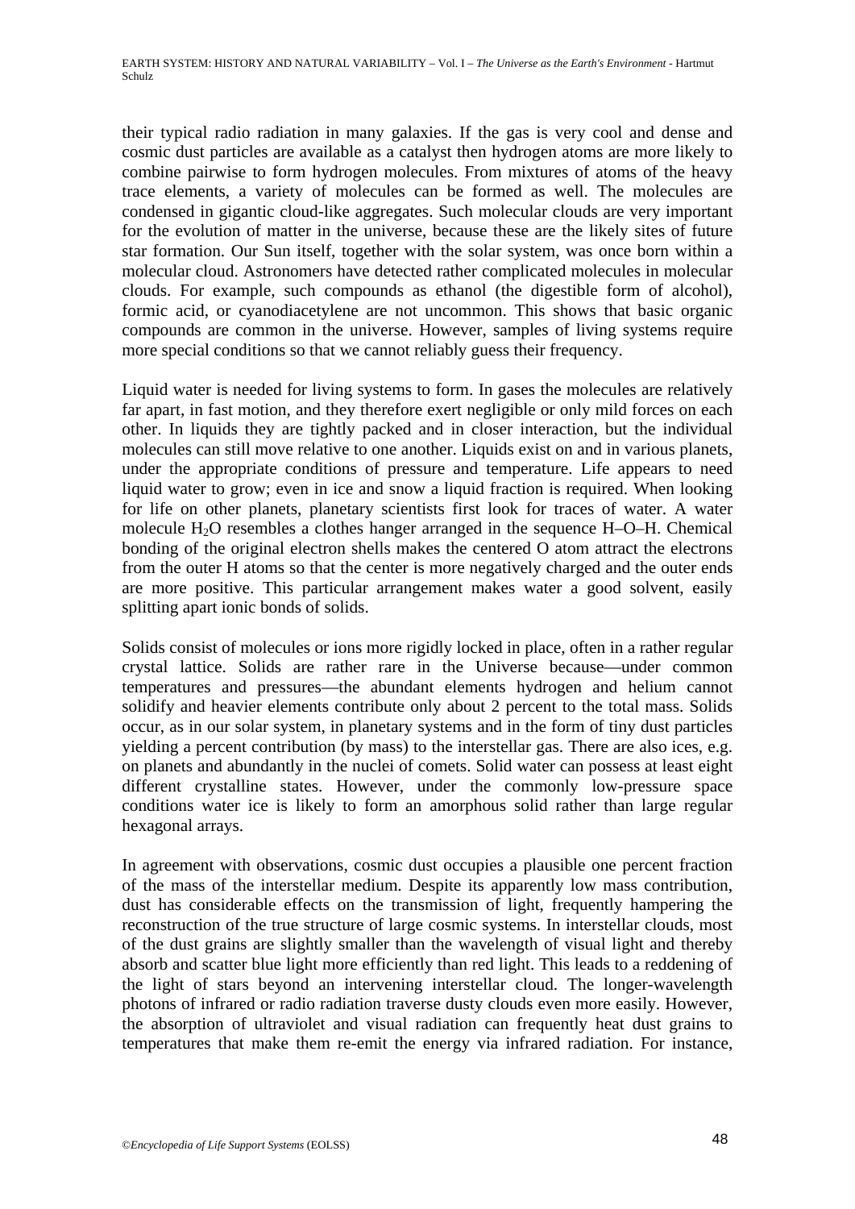their typical radio radiation in many galaxies. If the gas is very cool and dense and cosmic dust particles are available as a catalyst then hydrogen atoms are more likely to combine pairwise to form hydrogen molecules. From mixtures of atoms of the heavy trace elements, a variety of molecules can be formed as well. The molecules are condensed in gigantic cloud-like aggregates. Such molecular clouds are very important for the evolution of matter in the universe, because these are the likely sites of future star formation. Our Sun itself, together with the solar system, was once born within a molecular cloud. Astronomers have detected rather complicated molecules in molecular clouds. For example, such compounds as ethanol (the digestible form of alcohol), formic acid, or cyanodiacetylene are not uncommon. This shows that basic organic compounds are common in the universe. However, samples of living systems require more special conditions so that we cannot reliably guess their frequency.

Liquid water is needed for living systems to form. In gases the molecules are relatively far apart, in fast motion, and they therefore exert negligible or only mild forces on each other. In liquids they are tightly packed and in closer interaction, but the individual molecules can still move relative to one another. Liquids exist on and in various planets, under the appropriate conditions of pressure and temperature. Life appears to need liquid water to grow; even in ice and snow a liquid fraction is required. When looking for life on other planets, planetary scientists first look for traces of water. A water molecule $H_2O$ resembles a clothes hanger arranged in the sequence H–O–H. Chemical bonding of the original electron shells makes the centered O atom attract the electrons from the outer H atoms so that the center is more negatively charged and the outer ends are more positive. This particular arrangement makes water a good solvent, easily splitting apart ionic bonds of solids.

Solids consist of molecules or ions more rigidly locked in place, often in a rather regular crystal lattice. Solids are rather rare in the Universe because—under common temperatures and pressures—the abundant elements hydrogen and helium cannot solidify and heavier elements contribute only about 2 percent to the total mass. Solids occur, as in our solar system, in planetary systems and in the form of tiny dust particles yielding a percent contribution (by mass) to the interstellar gas. There are also ices, e.g. on planets and abundantly in the nuclei of comets. Solid water can possess at least eight different crystalline states. However, under the commonly low-pressure space conditions water ice is likely to form an amorphous solid rather than large regular hexagonal arrays.

In agreement with observations, cosmic dust occupies a plausible one percent fraction of the mass of the interstellar medium. Despite its apparently low mass contribution, dust has considerable effects on the transmission of light, frequently hampering the reconstruction of the true structure of large cosmic systems. In interstellar clouds, most of the dust grains are slightly smaller than the wavelength of visual light and thereby absorb and scatter blue light more efficiently than red light. This leads to a reddening of the light of stars beyond an intervening interstellar cloud. The longer-wavelength photons of infrared or radio radiation traverse dusty clouds even more easily. However, the absorption of ultraviolet and visual radiation can frequently heat dust grains to temperatures that make them re-emit the energy via infrared radiation. For instance,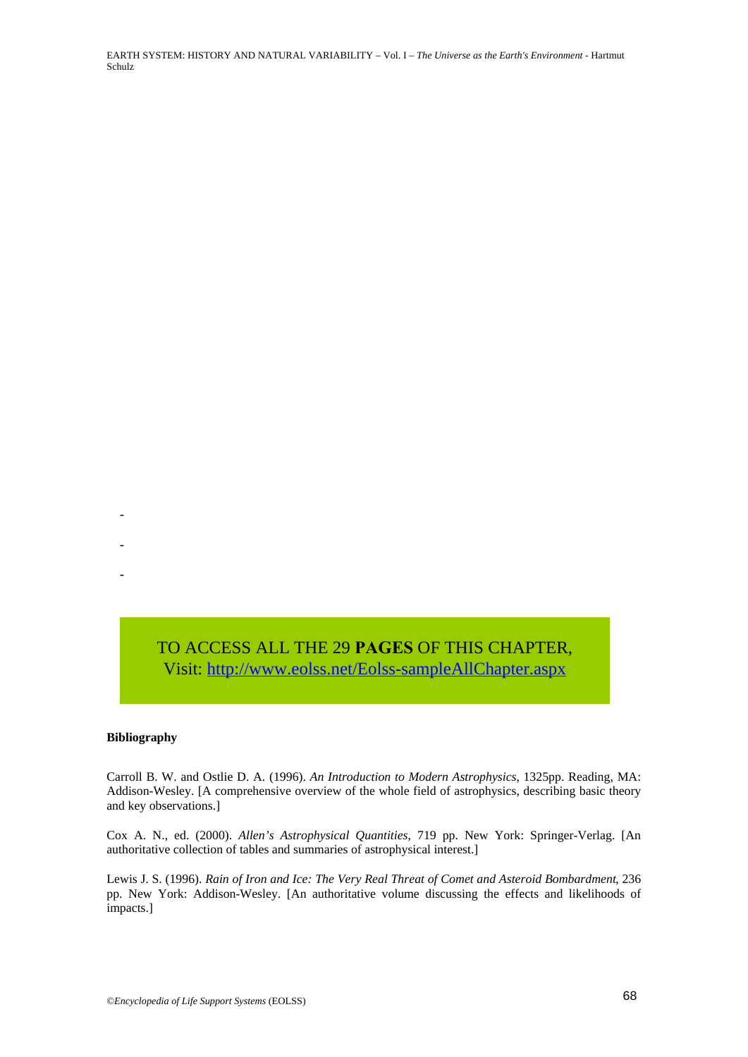-

-

-

TO ACCESS ALL THE 29 **PAGES** OF THIS CHAPTER,
Visit: http://www.eolss.net/Eolss-sampleAllChapter.aspx

**Bibliography**

Carroll B. W. and Ostlie D. A. (1996). *An Introduction to Modern Astrophysics*, 1325pp. Reading, MA: Addison-Wesley. [A comprehensive overview of the whole field of astrophysics, describing basic theory and key observations.]

Cox A. N., ed. (2000). *Allen's Astrophysical Quantities*, 719 pp. New York: Springer-Verlag. [An authoritative collection of tables and summaries of astrophysical interest.]

Lewis J. S. (1996). *Rain of Iron and Ice: The Very Real Threat of Comet and Asteroid Bombardment*, 236 pp. New York: Addison-Wesley. [An authoritative volume discussing the effects and likelihoods of impacts.]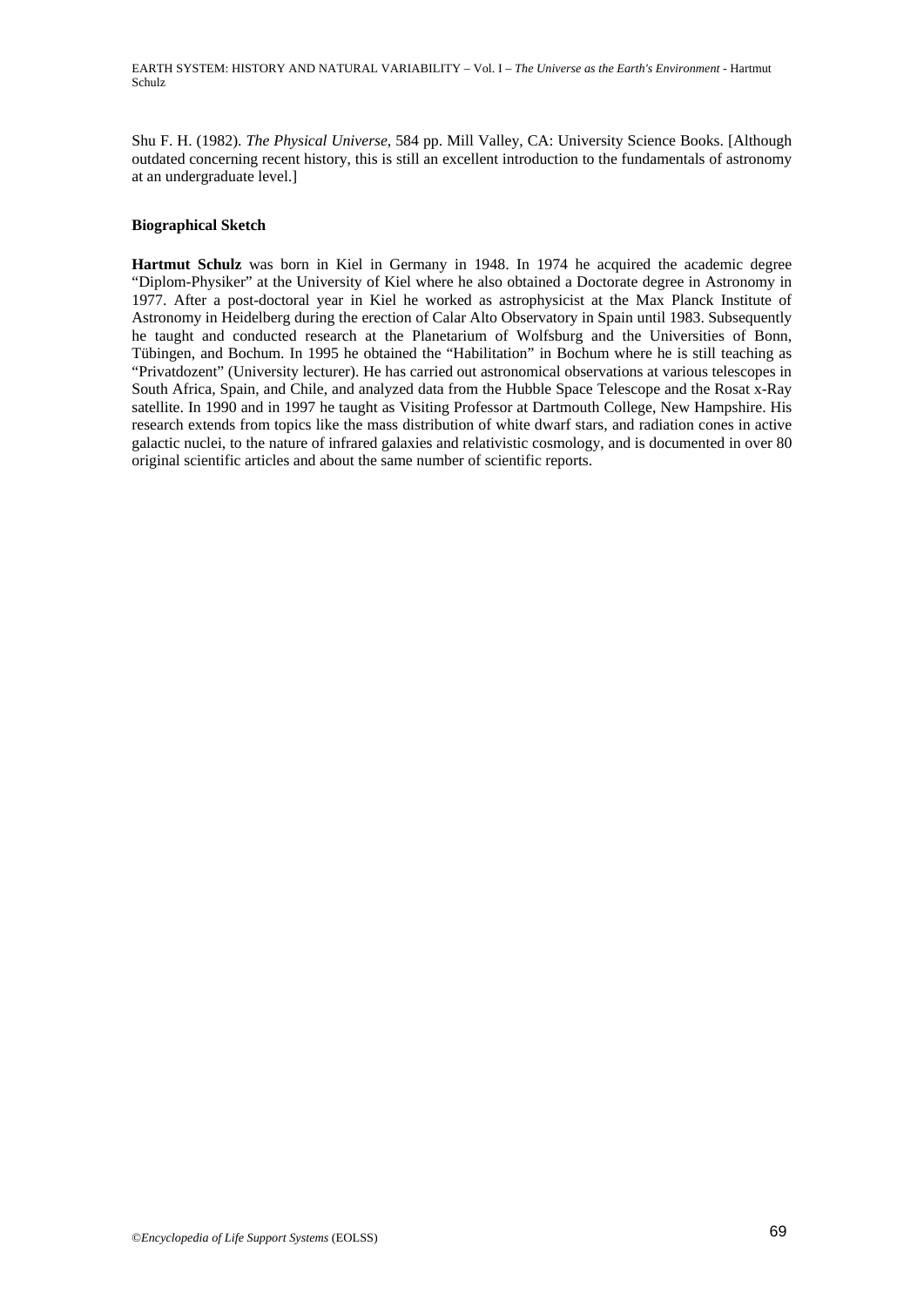Shu F. H. (1982). *The Physical Universe*, 584 pp. Mill Valley, CA: University Science Books. [Although outdated concerning recent history, this is still an excellent introduction to the fundamentals of astronomy at an undergraduate level.]

**Biographical Sketch**

**Hartmut Schulz** was born in Kiel in Germany in 1948. In 1974 he acquired the academic degree "Diplom-Physiker" at the University of Kiel where he also obtained a Doctorate degree in Astronomy in 1977. After a post-doctoral year in Kiel he worked as astrophysicist at the Max Planck Institute of Astronomy in Heidelberg during the erection of Calar Alto Observatory in Spain until 1983. Subsequently he taught and conducted research at the Planetarium of Wolfsburg and the Universities of Bonn, Tübingen, and Bochum. In 1995 he obtained the "Habilitation" in Bochum where he is still teaching as "Privatdozent" (University lecturer). He has carried out astronomical observations at various telescopes in South Africa, Spain, and Chile, and analyzed data from the Hubble Space Telescope and the Rosat x-Ray satellite. In 1990 and in 1997 he taught as Visiting Professor at Dartmouth College, New Hampshire. His research extends from topics like the mass distribution of white dwarf stars, and radiation cones in active galactic nuclei, to the nature of infrared galaxies and relativistic cosmology, and is documented in over 80 original scientific articles and about the same number of scientific reports.